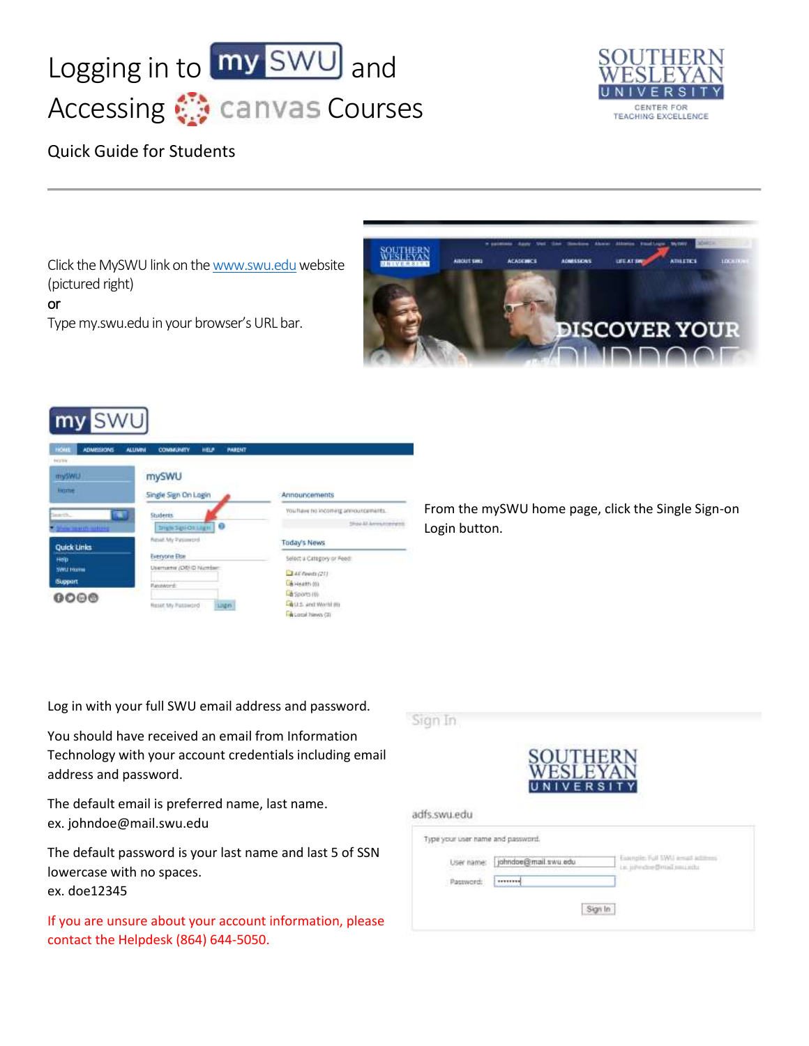# Logging in to mySWU and Accessing canvas Courses

Quick Guide for Students

---

Click the MySWU link on the www.swu.edu website (pictured right)

**or**

Type my.swu.edu in your browser's URL bar.

From the mySWU home page, click the Single Sign-on Login button.

Log in with your full SWU email address and password.

You should have received an email from Information Technology with your account credentials including email address and password.

The default email is preferred name, last name.
ex. johndoe@mail.swu.edu

The default password is your last name and last 5 of SSN lowercase with no spaces.
ex. doe12345

If you are unsure about your account information, please contact the Helpdesk (864) 644-5050.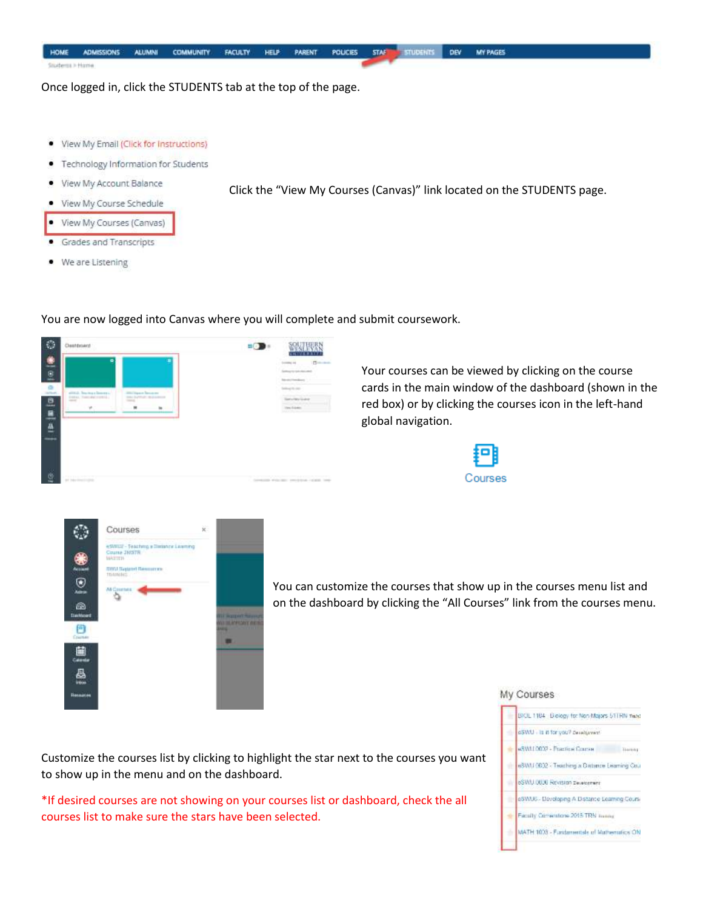Once logged in, click the STUDENTS tab at the top of the page.

- View My Email (Click for Instructions)
- Technology Information for Students
- View My Account Balance
- View My Course Schedule
- View My Courses (Canvas)
- Grades and Transcripts
- We are Listening

Click the “View My Courses (Canvas)” link located on the STUDENTS page.

You are now logged into Canvas where you will complete and submit coursework.

Your courses can be viewed by clicking on the course cards in the main window of the dashboard (shown in the red box) or by clicking the courses icon in the left-hand global navigation.

Courses

You can customize the courses that show up in the courses menu list and on the dashboard by clicking the “All Courses” link from the courses menu.

Customize the courses list by clicking to highlight the star next to the courses you want to show up in the menu and on the dashboard.

*If desired courses are not showing on your courses list or dashboard, check the all courses list to make sure the stars have been selected.